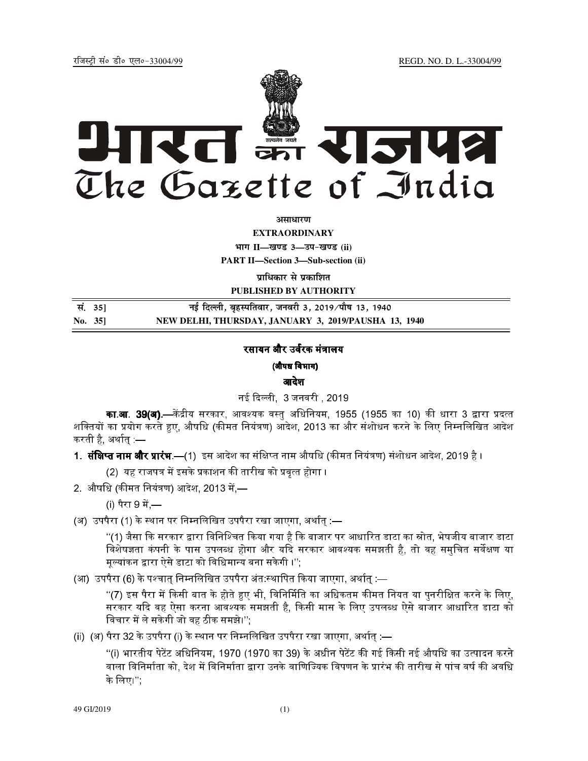रजिस्ट्री सं॰ डी॰ एल॰-33004/99 REGD. NO. D. L.-33004/99

# भारत का राजपत्र
# The Gazette of India

**असाधारण**

**EXTRAORDINARY**

**भाग II—खण्ड 3—उप-खण्ड (ii)**

**PART II—Section 3—Sub-section (ii)**

**प्राधिकार से प्रकाशित**

**PUBLISHED BY AUTHORITY**

| सं. 35] | नई दिल्ली, बृहस्पतिवार, जनवरी 3, 2019/पौष 13, 1940 |
|---|---|
| No. 35] | NEW DELHI, THURSDAY, JANUARY 3, 2019/PAUSHA 13, 1940 |

## रसायन और उर्वरक मंत्रालय

### (औषध विभाग)

### आदेश

नई दिल्ली, 3 जनवरी , 2019

**का.आ. 39(अ).**—केंद्रीय सरकार, आवश्यक वस्तु अधिनियम, 1955 (1955 का 10) की धारा 3 द्वारा प्रदत्त शक्तियों का प्रयोग करते हुए, औषधि (कीमत नियंत्रण) आदेश, 2013 का और संशोधन करने के लिए निम्नलिखित आदेश करती है, अर्थात् :—

**1. संक्षिप्त नाम और प्रारंभ**.—(1) इस आदेश का संक्षिप्त नाम औषधि (कीमत नियंत्रण) संशोधन आदेश, 2019 है ।

(2) यह राजपत्र में इसके प्रकाशन की तारीख को प्रवृत्त होगा ।

2. औषधि (कीमत नियंत्रण) आदेश, 2013 में,—

(i) पैरा 9 में,—

(अ) उपपैरा (1) के स्थान पर निम्नलिखित उपपैरा रखा जाएगा, अर्थात् :—

"(1) जैसा कि सरकार द्वारा विनिश्चित किया गया है कि बाजार पर आधारित डाटा का स्रोत, भेषजीय बाजार डाटा विशेषज्ञता कंपनी के पास उपलब्ध होगा और यदि सरकार आवश्यक समझती है, तो वह समुचित सर्वेक्षण या मूल्यांकन द्वारा ऐसे डाटा को विधिमान्य बना सकेगी ।";

(आ) उपपैरा (6) के पश्चात् निम्नलिखित उपपैरा अंतःस्थापित किया जाएगा, अर्थात् :—

"(7) इस पैरा में किसी बात के होते हुए भी, विनिर्मिति का अधिकतम कीमत नियत या पुनरीक्षित करने के लिए, सरकार यदि वह ऐसा करना आवश्यक समझती है, किसी मास के लिए उपलब्ध ऐसे बाजार आधारित डाटा को विचार में ले सकेगी जो वह ठीक समझे।";

(ii) (अ) पैरा 32 के उपपैरा (i) के स्थान पर निम्नलिखित उपपैरा रखा जाएगा, अर्थात् :—

"(i) भारतीय पेटेंट अधिनियम, 1970 (1970 का 39) के अधीन पेटेंट की गई किसी नई औषधि का उत्पादन करने वाला विनिर्माता को, देश में विनिर्माता द्वारा उनके वाणिज्यिक विपणन के प्रारंभ की तारीख से पांच वर्ष की अवधि के लिए।";

49 GI/2019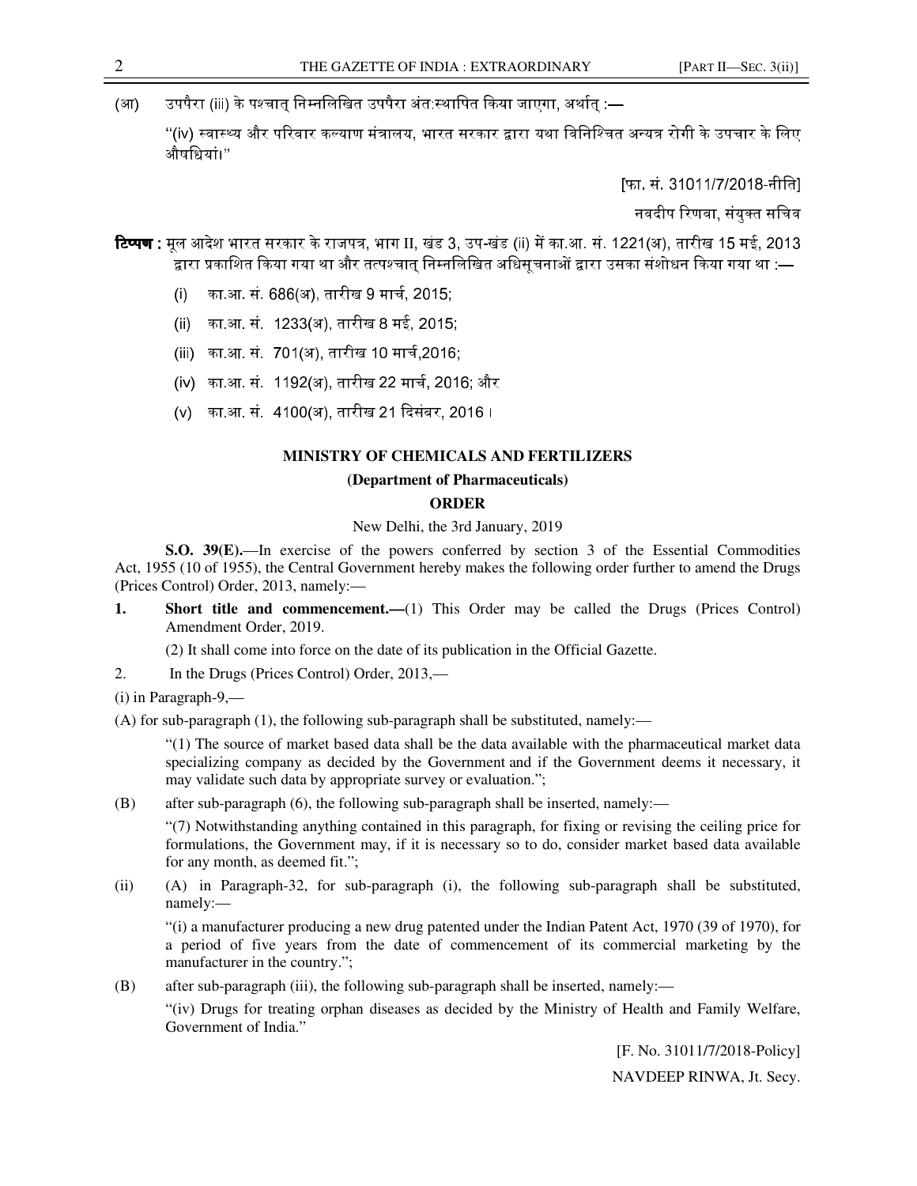(आ) उपपैरा (iii) के पश्चात् निम्नलिखित उपपैरा अंतःस्थापित किया जाएगा, अर्थात् :—

"(iv) स्वास्थ्य और परिवार कल्याण मंत्रालय, भारत सरकार द्वारा यथा विनिश्चित अन्यत्र रोगी के उपचार के लिए औषधियां।"

[फा. सं. 31011/7/2018-नीति]

नवदीप रिणवा, संयुक्त सचिव

**टिप्पण :** मूल आदेश भारत सरकार के राजपत्र, भाग II, खंड 3, उप-खंड (ii) में का.आ. सं. 1221(अ), तारीख 15 मई, 2013 द्वारा प्रकाशित किया गया था और तत्पश्चात् निम्नलिखित अधिसूचनाओं द्वारा उसका संशोधन किया गया था :—

(i) का.आ. सं. 686(अ), तारीख 9 मार्च, 2015;

(ii) का.आ. सं. 1233(अ), तारीख 8 मई, 2015;

(iii) का.आ. सं. 701(अ), तारीख 10 मार्च,2016;

(iv) का.आ. सं. 1192(अ), तारीख 22 मार्च, 2016; और

(v) का.आ. सं. 4100(अ), तारीख 21 दिसंबर, 2016 ।

## MINISTRY OF CHEMICALS AND FERTILIZERS

### (Department of Pharmaceuticals)

### ORDER

New Delhi, the 3rd January, 2019

**S.O. 39(E).**—In exercise of the powers conferred by section 3 of the Essential Commodities Act, 1955 (10 of 1955), the Central Government hereby makes the following order further to amend the Drugs (Prices Control) Order, 2013, namely:—

1. **Short title and commencement.—**(1) This Order may be called the Drugs (Prices Control) Amendment Order, 2019.

   (2) It shall come into force on the date of its publication in the Official Gazette.

2. In the Drugs (Prices Control) Order, 2013,—

(i) in Paragraph-9,—

(A) for sub-paragraph (1), the following sub-paragraph shall be substituted, namely:—

"(1) The source of market based data shall be the data available with the pharmaceutical market data specializing company as decided by the Government and if the Government deems it necessary, it may validate such data by appropriate survey or evaluation.";

(B) after sub-paragraph (6), the following sub-paragraph shall be inserted, namely:—

"(7) Notwithstanding anything contained in this paragraph, for fixing or revising the ceiling price for formulations, the Government may, if it is necessary so to do, consider market based data available for any month, as deemed fit.";

(ii) (A) in Paragraph-32, for sub-paragraph (i), the following sub-paragraph shall be substituted, namely:—

"(i) a manufacturer producing a new drug patented under the Indian Patent Act, 1970 (39 of 1970), for a period of five years from the date of commencement of its commercial marketing by the manufacturer in the country.";

(B) after sub-paragraph (iii), the following sub-paragraph shall be inserted, namely:—

"(iv) Drugs for treating orphan diseases as decided by the Ministry of Health and Family Welfare, Government of India."

[F. No. 31011/7/2018-Policy]

NAVDEEP RINWA, Jt. Secy.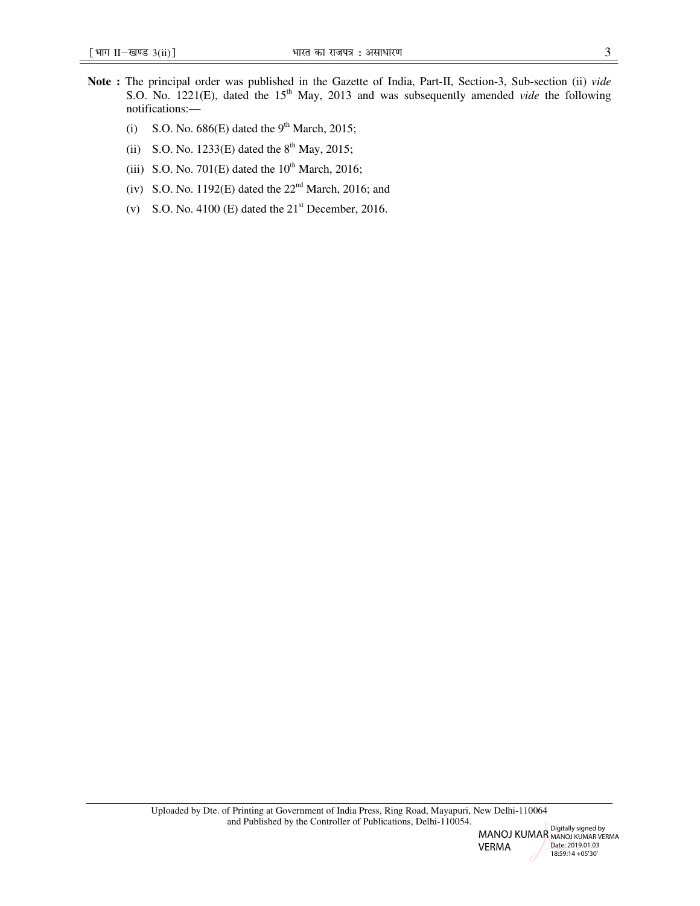**Note :** The principal order was published in the Gazette of India, Part-II, Section-3, Sub-section (ii) *vide* S.O. No. 1221(E), dated the 15th May, 2013 and was subsequently amended *vide* the following notifications:—

(i) S.O. No. 686(E) dated the 9th March, 2015;

(ii) S.O. No. 1233(E) dated the 8th May, 2015;

(iii) S.O. No. 701(E) dated the 10th March, 2016;

(iv) S.O. No. 1192(E) dated the 22nd March, 2016; and

(v) S.O. No. 4100 (E) dated the 21st December, 2016.

Uploaded by Dte. of Printing at Government of India Press, Ring Road, Mayapuri, New Delhi-110064 and Published by the Controller of Publications, Delhi-110054.

MANOJ KUMAR VERMA

Digitally signed by MANOJ KUMAR VERMA
Date: 2019.01.03 18:59:14 +05'30'